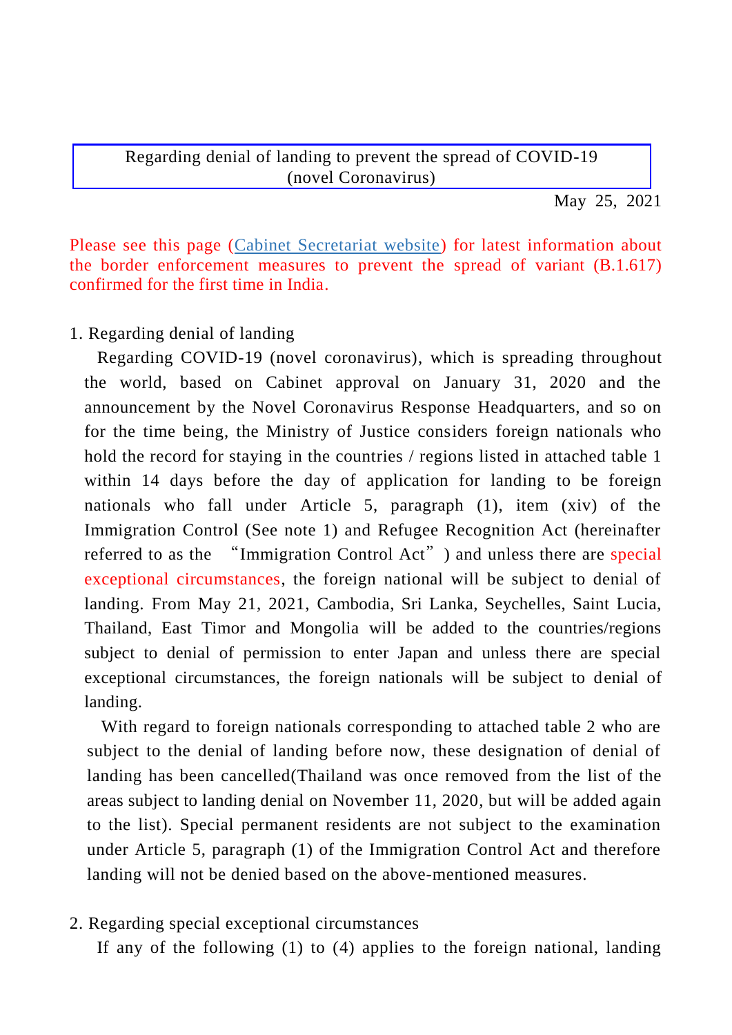# Regarding denial of landing to prevent the spread of COVID-19 (novel Coronavirus)

May 25, 2021

Please see this page (Cabinet Secretariat website) for latest information about the border enforcement measures to prevent the spread of variant (B.1.617) confirmed for the first time in India.

1. Regarding denial of landing

Regarding COVID-19 (novel coronavirus), which is spreading throughout the world, based on Cabinet approval on January 31, 2020 and the announcement by the Novel Coronavirus Response Headquarters, and so on for the time being, the Ministry of Justice considers foreign nationals who hold the record for staying in the countries / regions listed in attached table 1 within 14 days before the day of application for landing to be foreign nationals who fall under Article 5, paragraph (1), item (xiv) of the Immigration Control (See note 1) and Refugee Recognition Act (hereinafter referred to as the "Immigration Control Act") and unless there are special exceptional circumstances, the foreign national will be subject to denial of landing. From May 21, 2021, Cambodia, Sri Lanka, Seychelles, Saint Lucia, Thailand, East Timor and Mongolia will be added to the countries/regions subject to denial of permission to enter Japan and unless there are special exceptional circumstances, the foreign nationals will be subject to denial of landing.

With regard to foreign nationals corresponding to attached table 2 who are subject to the denial of landing before now, these designation of denial of landing has been cancelled(Thailand was once removed from the list of the areas subject to landing denial on November 11, 2020, but will be added again to the list). Special permanent residents are not subject to the examination under Article 5, paragraph (1) of the Immigration Control Act and therefore landing will not be denied based on the above-mentioned measures.

2. Regarding special exceptional circumstances

If any of the following (1) to (4) applies to the foreign national, landing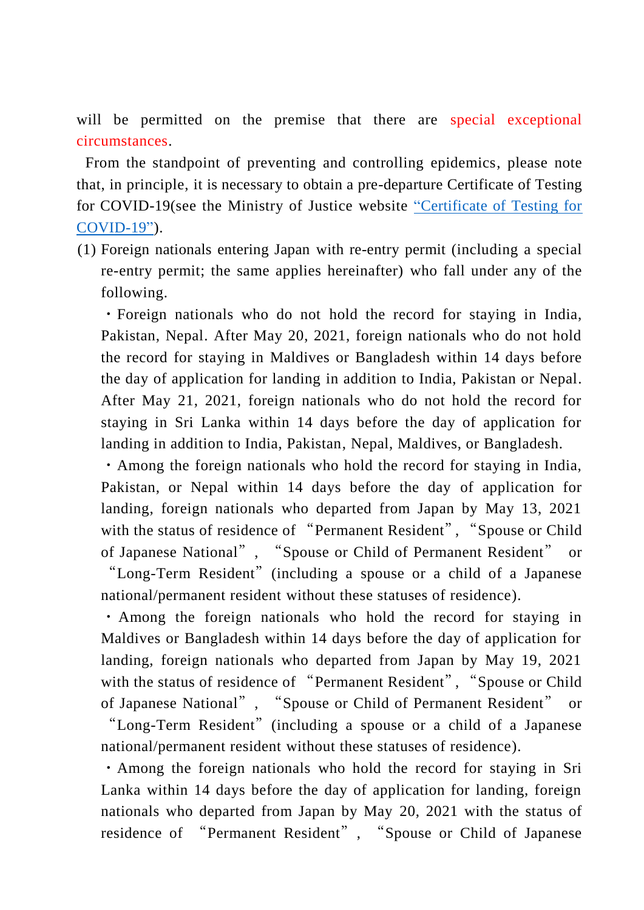will be permitted on the premise that there are special exceptional circumstances.

From the standpoint of preventing and controlling epidemics, please note that, in principle, it is necessary to obtain a pre-departure Certificate of Testing for COVID-19(see the Ministry of Justice website "Certificate of Testing for COVID-19").

(1) Foreign nationals entering Japan with re-entry permit (including a special re-entry permit; the same applies hereinafter) who fall under any of the following.

・Foreign nationals who do not hold the record for staying in India, Pakistan, Nepal. After May 20, 2021, foreign nationals who do not hold the record for staying in Maldives or Bangladesh within 14 days before the day of application for landing in addition to India, Pakistan or Nepal. After May 21, 2021, foreign nationals who do not hold the record for staying in Sri Lanka within 14 days before the day of application for landing in addition to India, Pakistan, Nepal, Maldives, or Bangladesh.

・Among the foreign nationals who hold the record for staying in India, Pakistan, or Nepal within 14 days before the day of application for landing, foreign nationals who departed from Japan by May 13, 2021 with the status of residence of "Permanent Resident", "Spouse or Child of Japanese National", "Spouse or Child of Permanent Resident" or "Long-Term Resident" (including a spouse or a child of a Japanese national/permanent resident without these statuses of residence).

・Among the foreign nationals who hold the record for staying in Maldives or Bangladesh within 14 days before the day of application for landing, foreign nationals who departed from Japan by May 19, 2021 with the status of residence of "Permanent Resident", "Spouse or Child of Japanese National", "Spouse or Child of Permanent Resident" or "Long-Term Resident" (including a spouse or a child of a Japanese national/permanent resident without these statuses of residence).

・Among the foreign nationals who hold the record for staying in Sri Lanka within 14 days before the day of application for landing, foreign nationals who departed from Japan by May 20, 2021 with the status of residence of "Permanent Resident", "Spouse or Child of Japanese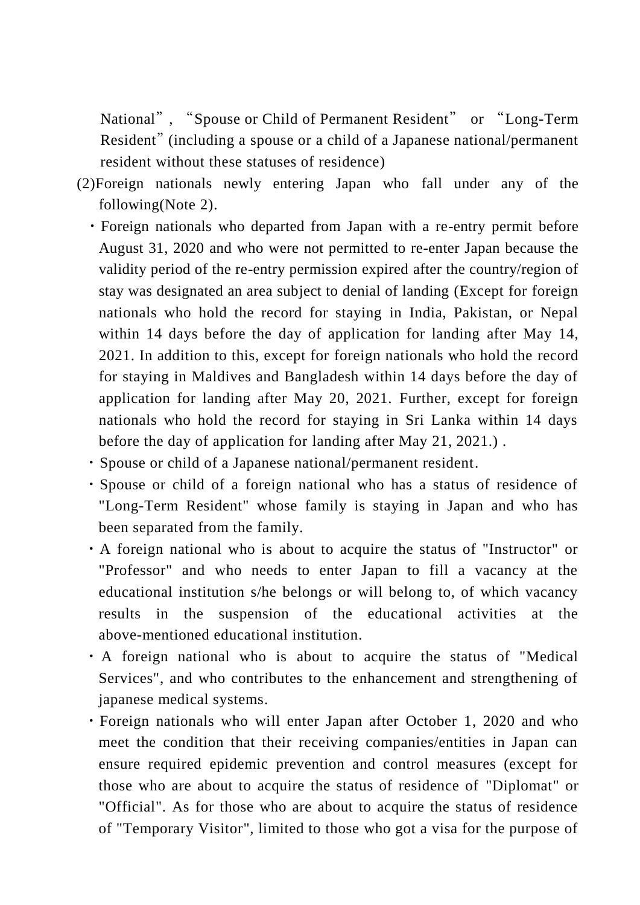National", "Spouse or Child of Permanent Resident" or "Long-Term Resident" (including a spouse or a child of a Japanese national/permanent resident without these statuses of residence)

(2)Foreign nationals newly entering Japan who fall under any of the following(Note 2).

- Foreign nationals who departed from Japan with a re-entry permit before August 31, 2020 and who were not permitted to re-enter Japan because the validity period of the re-entry permission expired after the country/region of stay was designated an area subject to denial of landing (Except for foreign nationals who hold the record for staying in India, Pakistan, or Nepal within 14 days before the day of application for landing after May 14, 2021. In addition to this, except for foreign nationals who hold the record for staying in Maldives and Bangladesh within 14 days before the day of application for landing after May 20, 2021. Further, except for foreign nationals who hold the record for staying in Sri Lanka within 14 days before the day of application for landing after May 21, 2021.) .
- Spouse or child of a Japanese national/permanent resident.
- Spouse or child of a foreign national who has a status of residence of "Long-Term Resident" whose family is staying in Japan and who has been separated from the family.
- A foreign national who is about to acquire the status of "Instructor" or "Professor" and who needs to enter Japan to fill a vacancy at the educational institution s/he belongs or will belong to, of which vacancy results in the suspension of the educational activities at the above-mentioned educational institution.
- A foreign national who is about to acquire the status of "Medical Services", and who contributes to the enhancement and strengthening of japanese medical systems.
- Foreign nationals who will enter Japan after October 1, 2020 and who meet the condition that their receiving companies/entities in Japan can ensure required epidemic prevention and control measures (except for those who are about to acquire the status of residence of "Diplomat" or "Official". As for those who are about to acquire the status of residence of "Temporary Visitor", limited to those who got a visa for the purpose of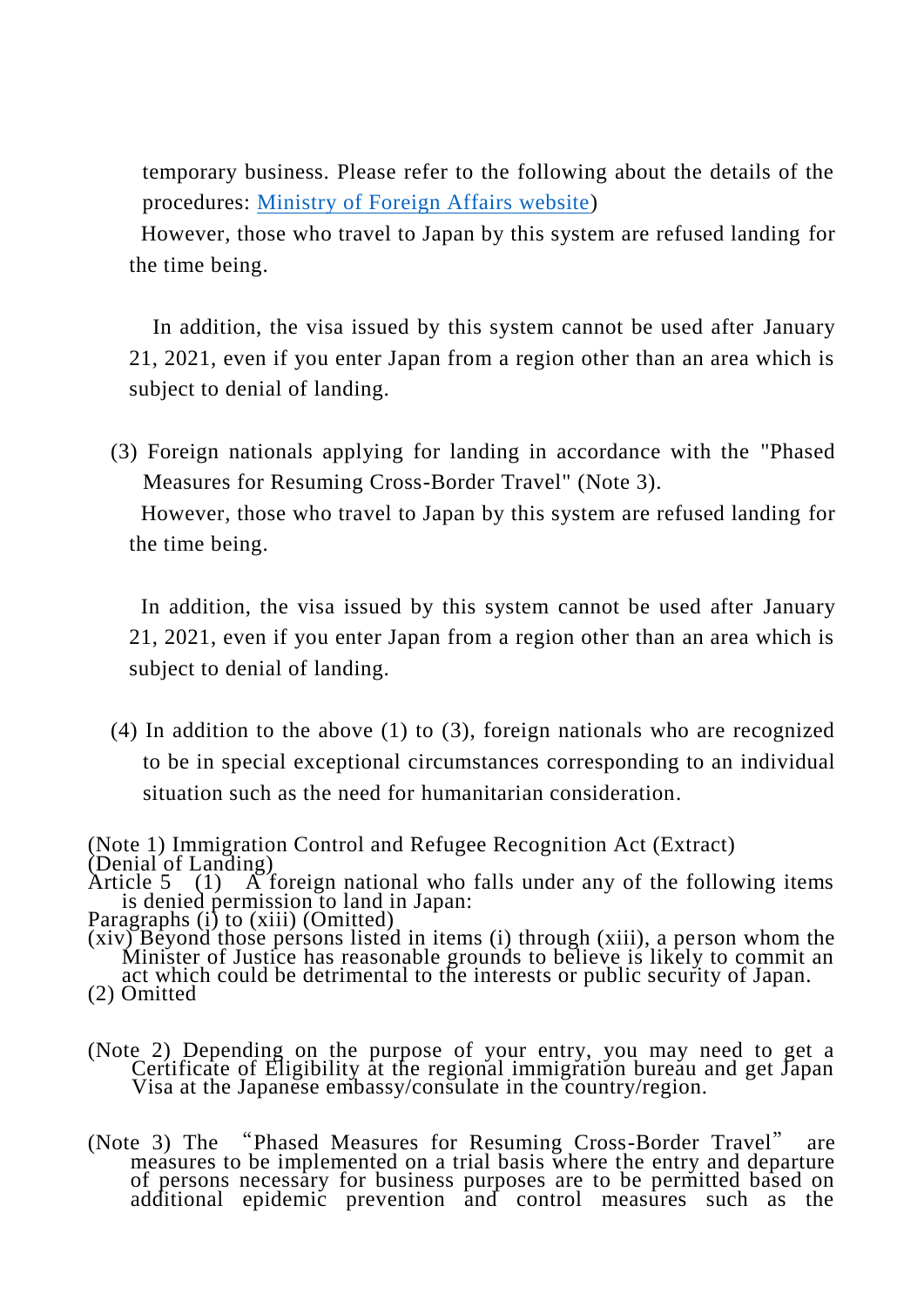temporary business. Please refer to the following about the details of the procedures: [Ministry of Foreign Affairs website](Ministry of Foreign Affairs website))

However, those who travel to Japan by this system are refused landing for the time being.

In addition, the visa issued by this system cannot be used after January 21, 2021, even if you enter Japan from a region other than an area which is subject to denial of landing.

(3) Foreign nationals applying for landing in accordance with the "Phased Measures for Resuming Cross-Border Travel" (Note 3).

However, those who travel to Japan by this system are refused landing for the time being.

In addition, the visa issued by this system cannot be used after January 21, 2021, even if you enter Japan from a region other than an area which is subject to denial of landing.

(4) In addition to the above (1) to (3), foreign nationals who are recognized to be in special exceptional circumstances corresponding to an individual situation such as the need for humanitarian consideration.

(Note 1) Immigration Control and Refugee Recognition Act (Extract)
(Denial of Landing)
Article 5 (1) A foreign national who falls under any of the following items is denied permission to land in Japan:
Paragraphs (i) to (xiii) (Omitted)
(xiv) Beyond those persons listed in items (i) through (xiii), a person whom the Minister of Justice has reasonable grounds to believe is likely to commit an act which could be detrimental to the interests or public security of Japan.
(2) Omitted

(Note 2) Depending on the purpose of your entry, you may need to get a Certificate of Eligibility at the regional immigration bureau and get Japan Visa at the Japanese embassy/consulate in the country/region.

(Note 3) The "Phased Measures for Resuming Cross-Border Travel" are measures to be implemented on a trial basis where the entry and departure of persons necessary for business purposes are to be permitted based on additional epidemic prevention and control measures such as the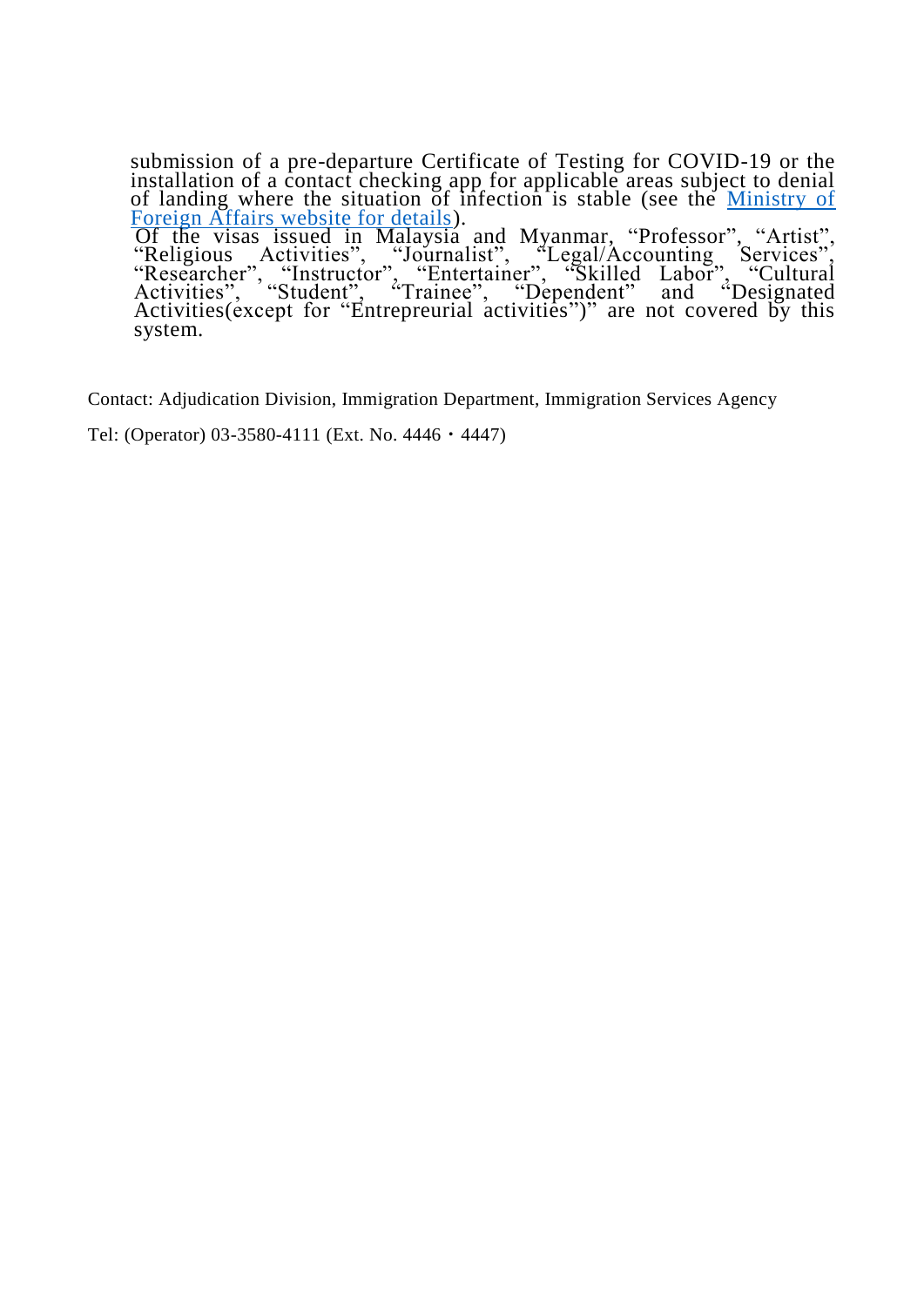submission of a pre-departure Certificate of Testing for COVID-19 or the installation of a contact checking app for applicable areas subject to denial of landing where the situation of infection is stable (see the [Ministry of Foreign Affairs website for details]).

Of the visas issued in Malaysia and Myanmar, “Professor”, “Artist”, “Religious Activities”, “Journalist”, “Legal/Accounting Services”, “Researcher”, “Instructor”, “Entertainer”, “Skilled Labor”, “Cultural Activities”, “Student”, “Trainee”, “Dependent” and “Designated Activities(except for “Entrepreurial activities”)” are not covered by this system.

Contact: Adjudication Division, Immigration Department, Immigration Services Agency

Tel: (Operator) 03-3580-4111 (Ext. No. 4446・4447)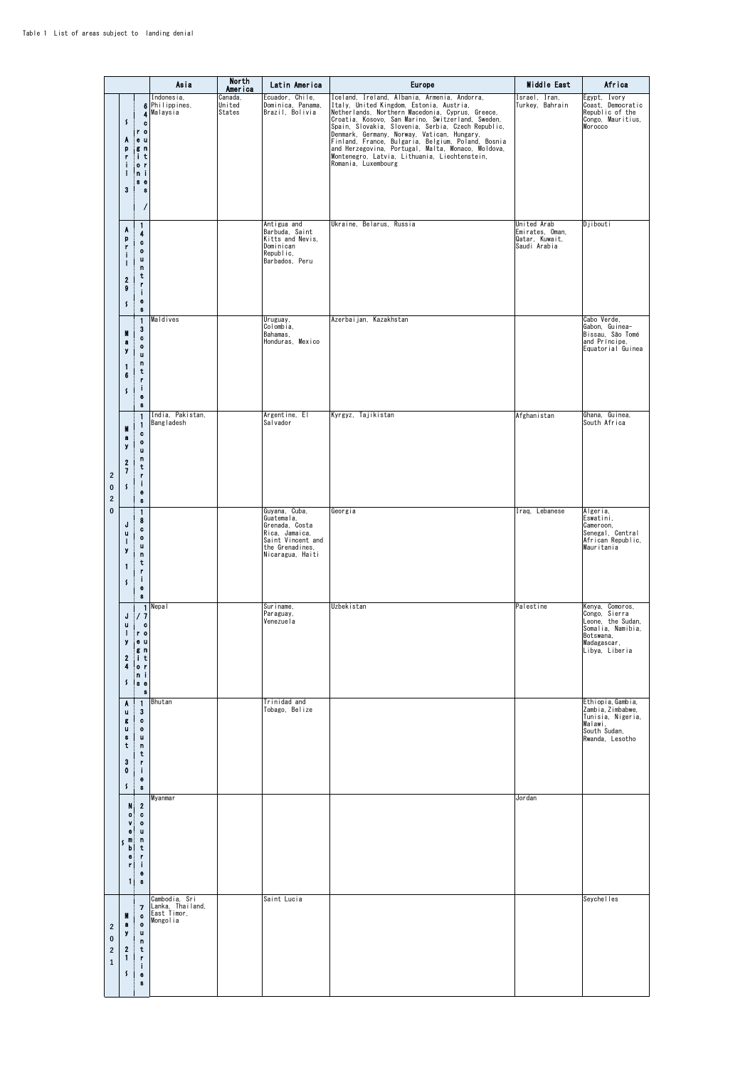Table 1 List of areas subject to landing denial

| | | | Asia | North America | Latin America | Europe | Middle East | Africa |
|---|---|---|---|---|---|---|---|---|
| 2020 | April 3～ | 64 countries / regions | Indonesia, Philippines, Malaysia | Canada, United States | Ecuador, Chile, Dominica, Panama, Brazil, Bolivia | Iceland, Ireland, Albania, Armenia, Andorra, Italy, United Kingdom, Estonia, Austria, Netherlands, Northern Macedonia, Cyprus, Greece, Croatia, Kosovo, San Marino, Switzerland, Sweden, Spain, Slovakia, Slovenia, Serbia, Czech Republic, Denmark, Germany, Norway, Vatican, Hungary, Finland, France, Bulgaria, Belgium, Poland, Bosnia and Herzegovina, Portugal, Malta, Monaco, Moldova, Montenegro, Latvia, Lithuania, Liechtenstein, Romania, Luxembourg | Israel, Iran, Turkey, Bahrain | Egypt, Ivory Coast, Democratic Republic of the Congo, Mauritius, Morocco |
| | April 29～ | 14 countries | | | Antigua and Barbuda, Saint Kitts and Nevis, Dominican Republic, Barbados, Peru | Ukraine, Belarus, Russia | United Arab Emirates, Oman, Qatar, Kuwait, Saudi Arabia | Djibouti |
| | May 16～ | 13 countries | Maldives | | Uruguay, Colombia, Bahamas, Honduras, Mexico | Azerbaijan, Kazakhstan | | Cabo Verde, Gabon, Guinea-Bissau, São Tomé and Príncipe, Equatorial Guinea |
| | May 27～ | 11 countries | India, Pakistan, Bangladesh | | Argentine, El Salvador | Kyrgyz, Tajikistan | Afghanistan | Ghana, Guinea, South Africa |
| | July 1～ | 18 countries | | | Guyana, Cuba, Guatemala, Grenada, Costa Rica, Jamaica, Saint Vincent and the Grenadines, Nicaragua, Haiti | Georgia | Iraq, Lebanese | Algeria, Eswatini, Cameroon, Senegal, Central African Republic, Mauritania |
| | July 24～ | 17 countries / regions | Nepal | | Suriname, Paraguay, Venezuela | Uzbekistan | Palestine | Kenya, Comoros, Congo, Sierra Leone, the Sudan, Somalia, Namibia, Botswana, Madagascar, Libya, Liberia |
| | August 30～ | 13 countries | Bhutan | | Trinidad and Tobago, Belize | | | Ethiopia, Gambia, Zambia, Zimbabwe, Tunisia, Nigeria, Malawi, South Sudan, Rwanda, Lesotho |
| | November 1～ | 2 countries | Myanmar | | | | Jordan | |
| 2021 | May 21～ | 7 countries | Cambodia, Sri Lanka, Thailand, East Timor, Mongolia | | Saint Lucia | | | Seychelles |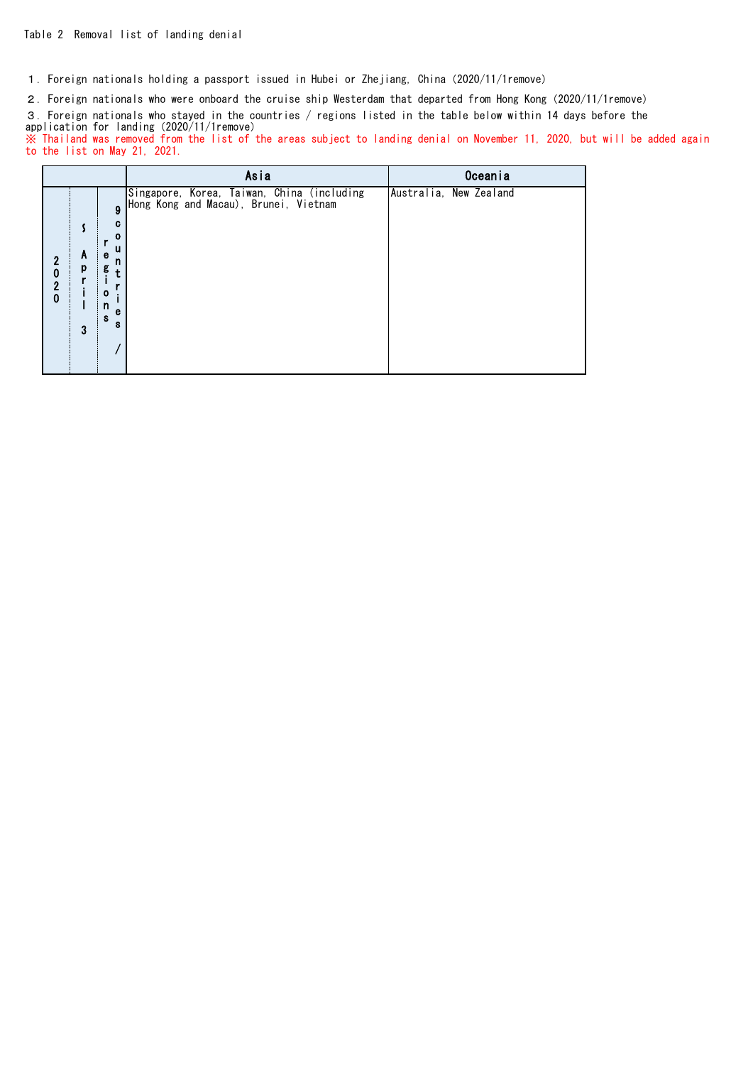Table 2 Removal list of landing denial

１. Foreign nationals holding a passport issued in Hubei or Zhejiang, China (2020/11/1remove)

２. Foreign nationals who were onboard the cruise ship Westerdam that departed from Hong Kong (2020/11/1remove)

３. Foreign nationals who stayed in the countries / regions listed in the table below within 14 days before the application for landing (2020/11/1remove)

※ Thailand was removed from the list of the areas subject to landing denial on November 11, 2020, but will be added again to the list on May 21, 2021.

| | | | Asia | Oceania |
|---|---|---|---|---|
| 2020 | April 3 | 9 countries / regions | Singapore, Korea, Taiwan, China (including Hong Kong and Macau), Brunei, Vietnam | Australia, New Zealand |